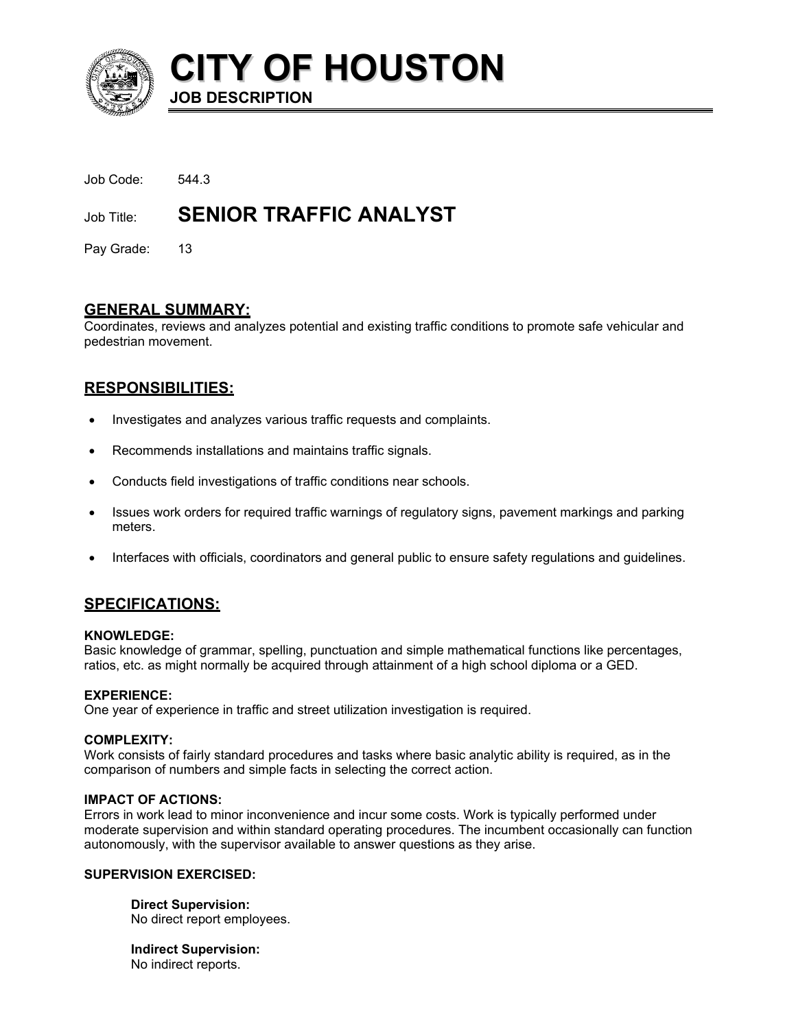# CITY OF HOUSTON

**JOB DESCRIPTION**

Job Code: 544.3

Job Title: **SENIOR TRAFFIC ANALYST**

Pay Grade: 13

## GENERAL SUMMARY:

Coordinates, reviews and analyzes potential and existing traffic conditions to promote safe vehicular and pedestrian movement.

## RESPONSIBILITIES:

- Investigates and analyzes various traffic requests and complaints.
- Recommends installations and maintains traffic signals.
- Conducts field investigations of traffic conditions near schools.
- Issues work orders for required traffic warnings of regulatory signs, pavement markings and parking meters.
- Interfaces with officials, coordinators and general public to ensure safety regulations and guidelines.

## SPECIFICATIONS:

**KNOWLEDGE:**
Basic knowledge of grammar, spelling, punctuation and simple mathematical functions like percentages, ratios, etc. as might normally be acquired through attainment of a high school diploma or a GED.

**EXPERIENCE:**
One year of experience in traffic and street utilization investigation is required.

**COMPLEXITY:**
Work consists of fairly standard procedures and tasks where basic analytic ability is required, as in the comparison of numbers and simple facts in selecting the correct action.

**IMPACT OF ACTIONS:**
Errors in work lead to minor inconvenience and incur some costs. Work is typically performed under moderate supervision and within standard operating procedures. The incumbent occasionally can function autonomously, with the supervisor available to answer questions as they arise.

**SUPERVISION EXERCISED:**

**Direct Supervision:**
No direct report employees.

**Indirect Supervision:**
No indirect reports.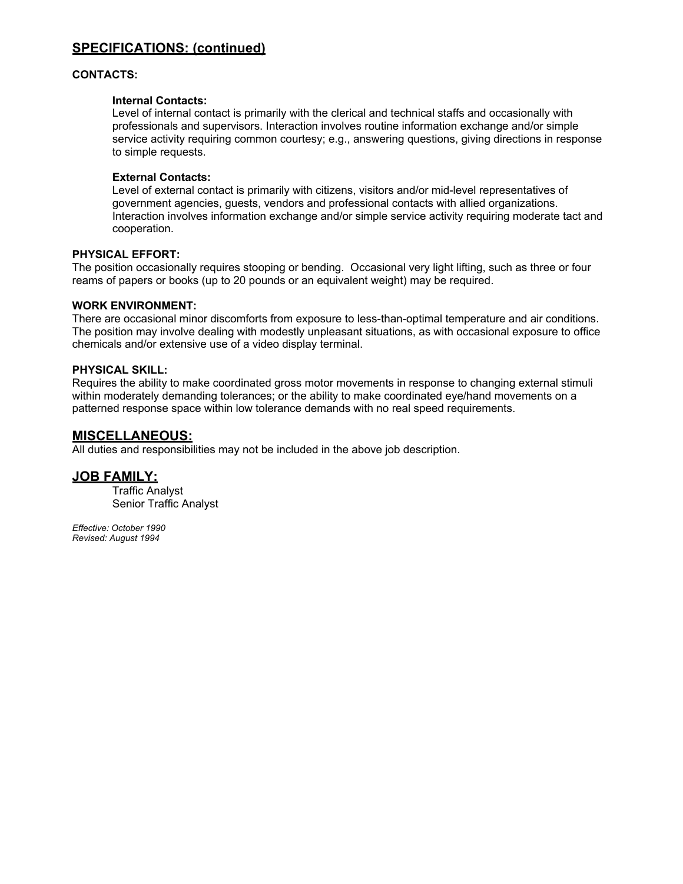## SPECIFICATIONS: (continued)

### CONTACTS:

**Internal Contacts:**
Level of internal contact is primarily with the clerical and technical staffs and occasionally with professionals and supervisors. Interaction involves routine information exchange and/or simple service activity requiring common courtesy; e.g., answering questions, giving directions in response to simple requests.

**External Contacts:**
Level of external contact is primarily with citizens, visitors and/or mid-level representatives of government agencies, guests, vendors and professional contacts with allied organizations. Interaction involves information exchange and/or simple service activity requiring moderate tact and cooperation.

### PHYSICAL EFFORT:

The position occasionally requires stooping or bending. Occasional very light lifting, such as three or four reams of papers or books (up to 20 pounds or an equivalent weight) may be required.

### WORK ENVIRONMENT:

There are occasional minor discomforts from exposure to less-than-optimal temperature and air conditions. The position may involve dealing with modestly unpleasant situations, as with occasional exposure to office chemicals and/or extensive use of a video display terminal.

### PHYSICAL SKILL:

Requires the ability to make coordinated gross motor movements in response to changing external stimuli within moderately demanding tolerances; or the ability to make coordinated eye/hand movements on a patterned response space within low tolerance demands with no real speed requirements.

## MISCELLANEOUS:

All duties and responsibilities may not be included in the above job description.

## JOB FAMILY:

Traffic Analyst
Senior Traffic Analyst

*Effective: October 1990*
*Revised: August 1994*